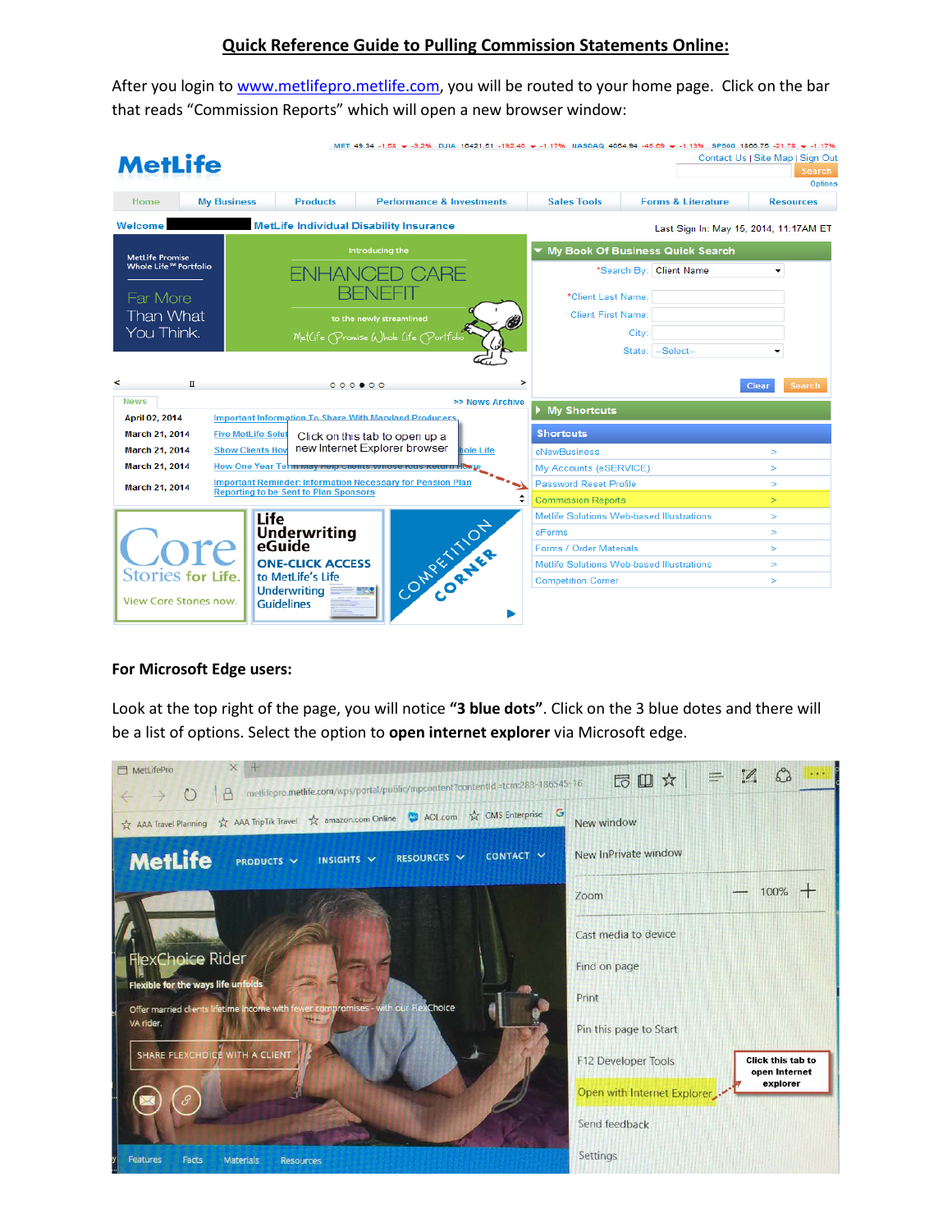## Quick Reference Guide to Pulling Commission Statements Online:

After you login to www.metlifepro.metlife.com, you will be routed to your home page. Click on the bar that reads "Commission Reports" which will open a new browser window:

**For Microsoft Edge users:**

Look at the top right of the page, you will notice **"3 blue dots"**. Click on the 3 blue dotes and there will be a list of options. Select the option to **open internet explorer** via Microsoft edge.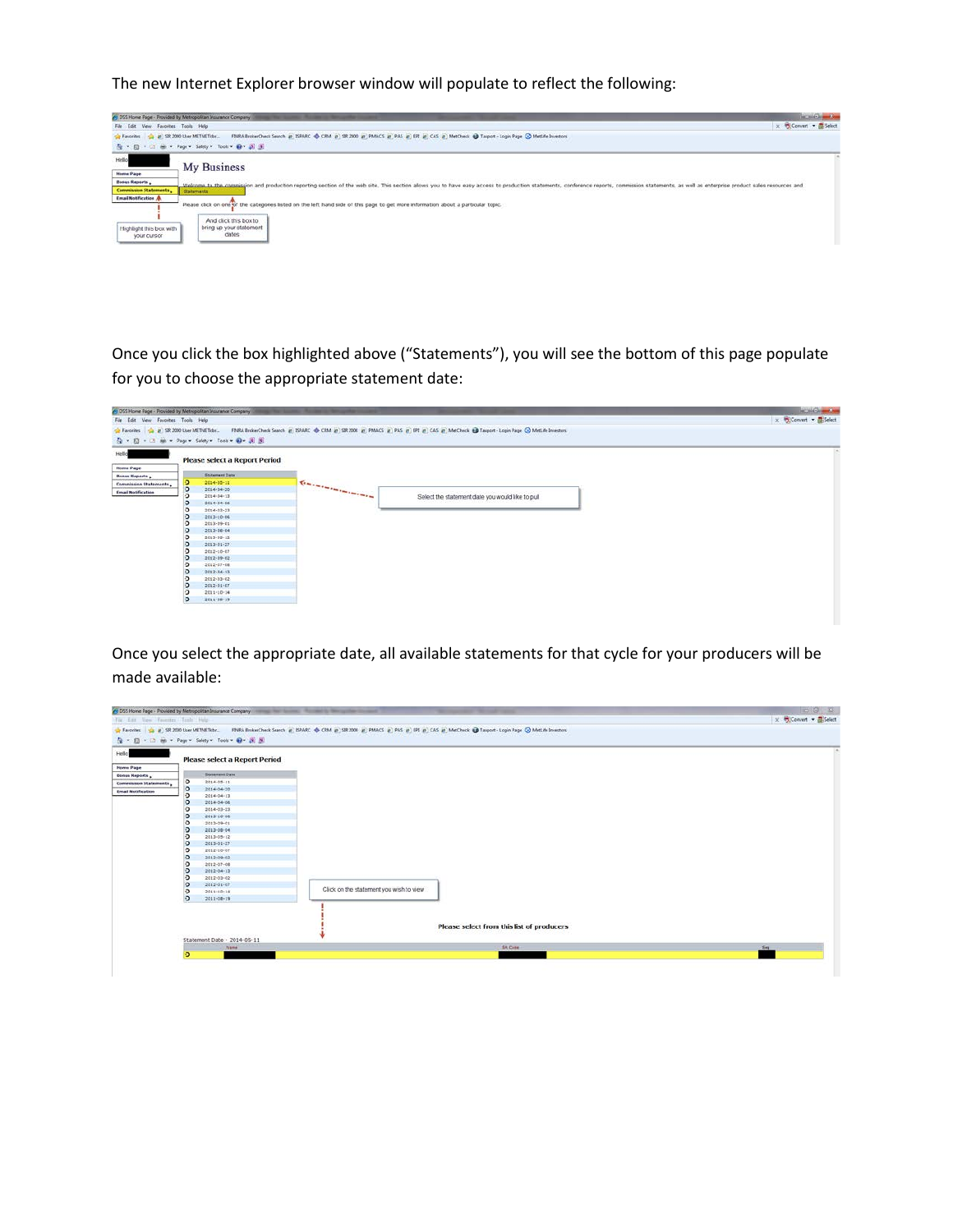The new Internet Explorer browser window will populate to reflect the following:

Once you click the box highlighted above ("Statements"), you will see the bottom of this page populate for you to choose the appropriate statement date:

Once you select the appropriate date, all available statements for that cycle for your producers will be made available: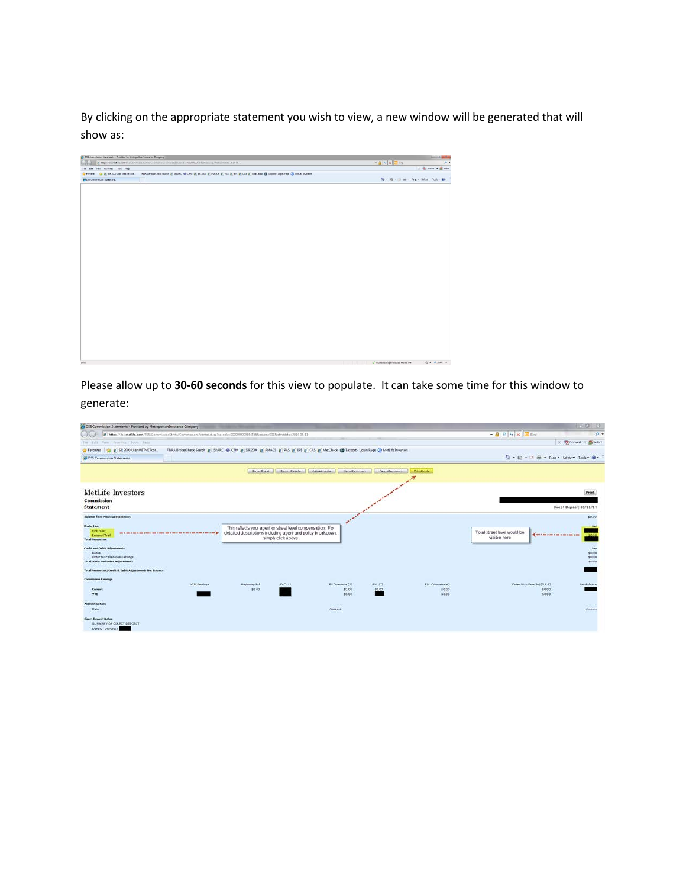By clicking on the appropriate statement you wish to view, a new window will be generated that will show as:

Please allow up to **30-60 seconds** for this view to populate. It can take some time for this window to generate: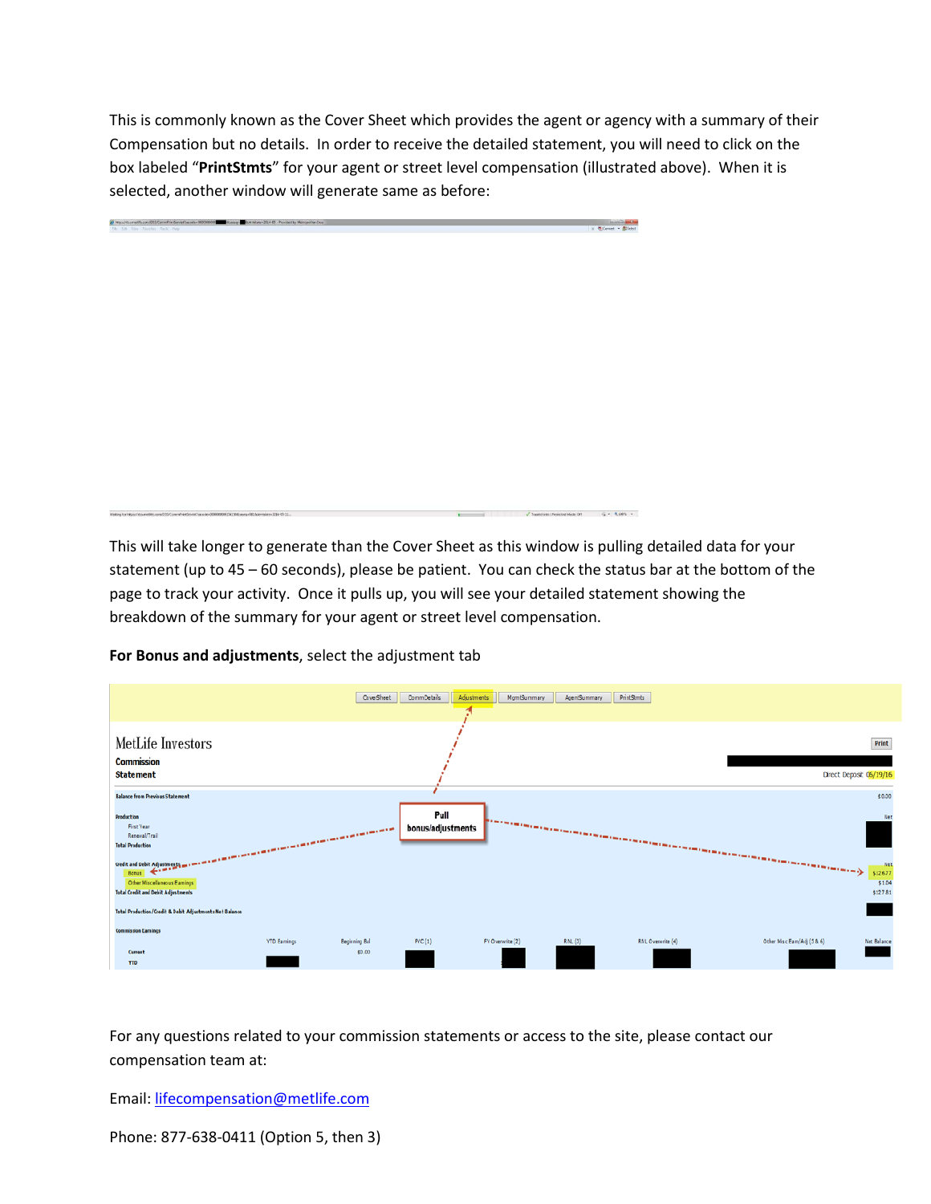This is commonly known as the Cover Sheet which provides the agent or agency with a summary of their Compensation but no details. In order to receive the detailed statement, you will need to click on the box labeled "**PrintStmts**" for your agent or street level compensation (illustrated above). When it is selected, another window will generate same as before:

This will take longer to generate than the Cover Sheet as this window is pulling detailed data for your statement (up to 45 – 60 seconds), please be patient. You can check the status bar at the bottom of the page to track your activity. Once it pulls up, you will see your detailed statement showing the breakdown of the summary for your agent or street level compensation.

**For Bonus and adjustments**, select the adjustment tab

CoverSheet CommDetails Adjustments MgmtSummary AgentSummary PrintStmts

MetLife Investors

Commission Statement

Print

Direct Deposit 06/19/16

Pull bonus/adjustments

Balance from Previous Statement $0.00

Production

First Year

Renewal/Trail

Total Prodution

Credit and Debit Adjustments

Bonus $126.77

Other Miscellaneous Earnings $1.04

Total Credit and Debit Adjustments $127.81

Total Production/Credit & Debit Adjustments Net Balance

Commission Earnings

YTD Earnings Beginning Bal FYC (1) FY Overwrite (2) RNL (3) RNL Overwrite (4) Other Misc Earn/Adj (5 & 6) Net Balance

Current $0.00

YTD

For any questions related to your commission statements or access to the site, please contact our compensation team at:

Email: lifecompensation@metlife.com

Phone: 877-638-0411 (Option 5, then 3)